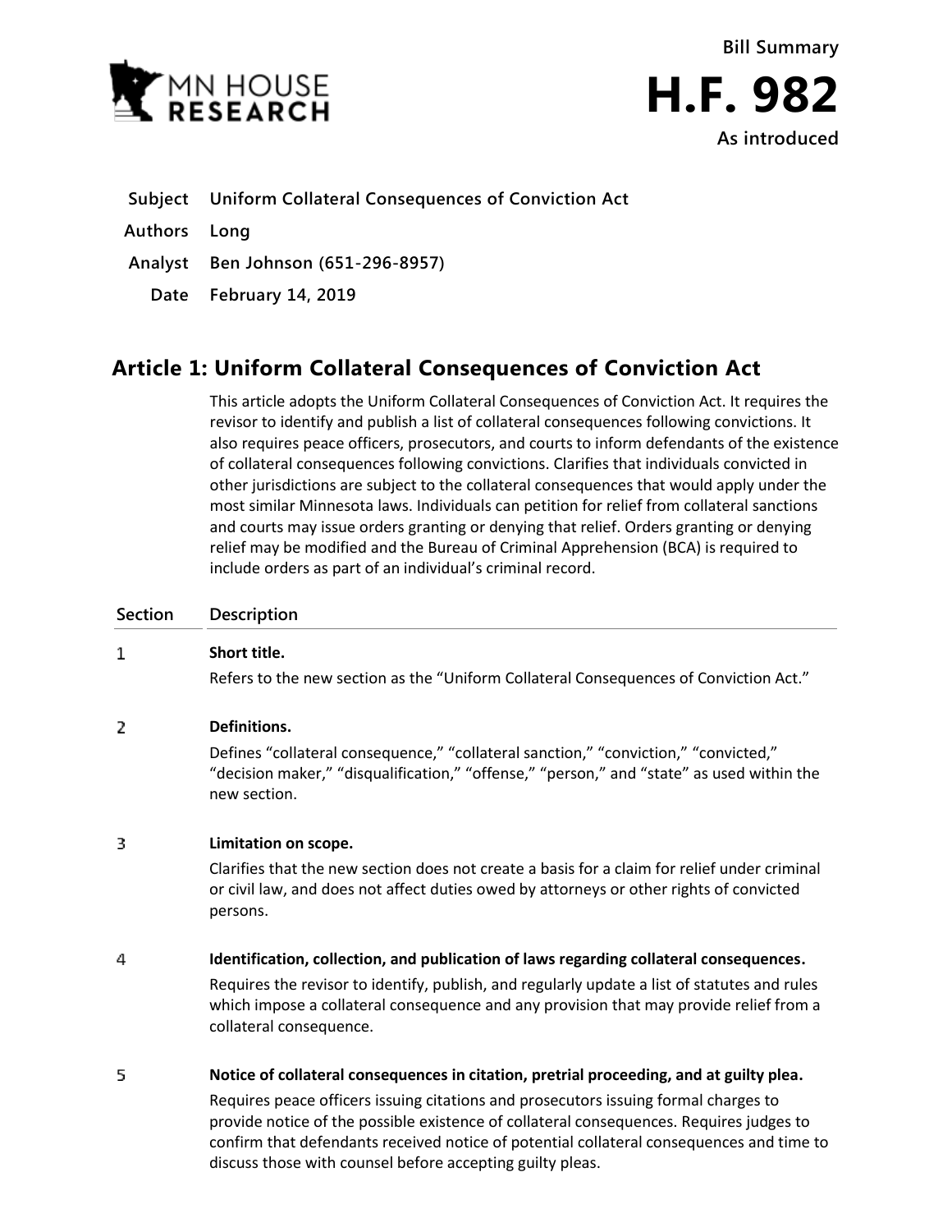MN HOUSE RESEARCH

**Bill Summary**

# H.F. 982

**As introduced**

| | |
|---|---|
| **Subject** | **Uniform Collateral Consequences of Conviction Act** |
| **Authors** | **Long** |
| **Analyst** | **Ben Johnson (651-296-8957)** |
| **Date** | **February 14, 2019** |

## Article 1: Uniform Collateral Consequences of Conviction Act

This article adopts the Uniform Collateral Consequences of Conviction Act. It requires the revisor to identify and publish a list of collateral consequences following convictions. It also requires peace officers, prosecutors, and courts to inform defendants of the existence of collateral consequences following convictions. Clarifies that individuals convicted in other jurisdictions are subject to the collateral consequences that would apply under the most similar Minnesota laws. Individuals can petition for relief from collateral sanctions and courts may issue orders granting or denying that relief. Orders granting or denying relief may be modified and the Bureau of Criminal Apprehension (BCA) is required to include orders as part of an individual's criminal record.

| Section | Description |
|---|---|
| 1 | **Short title.**<br>Refers to the new section as the "Uniform Collateral Consequences of Conviction Act." |
| 2 | **Definitions.**<br>Defines "collateral consequence," "collateral sanction," "conviction," "convicted," "decision maker," "disqualification," "offense," "person," and "state" as used within the new section. |
| 3 | **Limitation on scope.**<br>Clarifies that the new section does not create a basis for a claim for relief under criminal or civil law, and does not affect duties owed by attorneys or other rights of convicted persons. |
| 4 | **Identification, collection, and publication of laws regarding collateral consequences.**<br>Requires the revisor to identify, publish, and regularly update a list of statutes and rules which impose a collateral consequence and any provision that may provide relief from a collateral consequence. |
| 5 | **Notice of collateral consequences in citation, pretrial proceeding, and at guilty plea.**<br>Requires peace officers issuing citations and prosecutors issuing formal charges to provide notice of the possible existence of collateral consequences. Requires judges to confirm that defendants received notice of potential collateral consequences and time to discuss those with counsel before accepting guilty pleas. |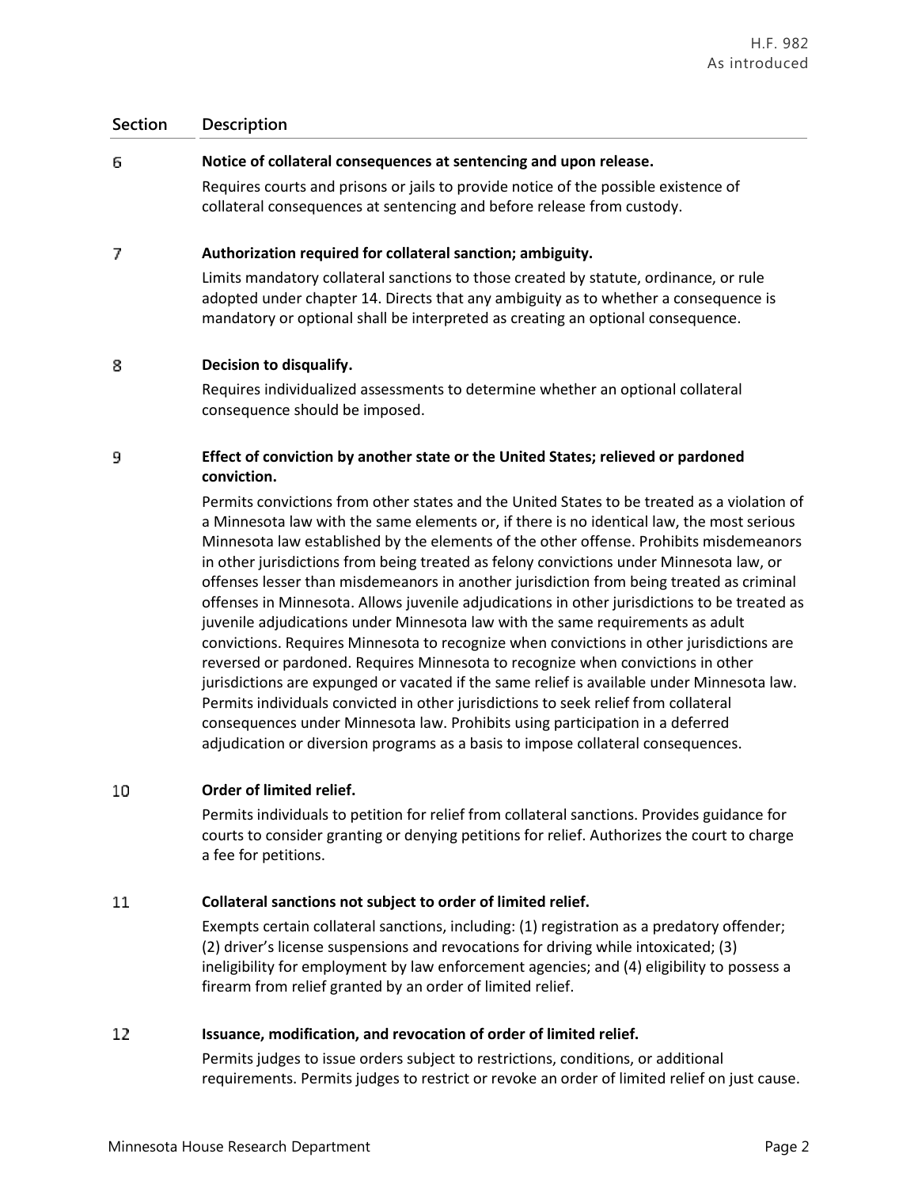| Section | Description |
|---|---|
| 6 | **Notice of collateral consequences at sentencing and upon release.** Requires courts and prisons or jails to provide notice of the possible existence of collateral consequences at sentencing and before release from custody. |
| 7 | **Authorization required for collateral sanction; ambiguity.** Limits mandatory collateral sanctions to those created by statute, ordinance, or rule adopted under chapter 14. Directs that any ambiguity as to whether a consequence is mandatory or optional shall be interpreted as creating an optional consequence. |
| 8 | **Decision to disqualify.** Requires individualized assessments to determine whether an optional collateral consequence should be imposed. |
| 9 | **Effect of conviction by another state or the United States; relieved or pardoned conviction.** Permits convictions from other states and the United States to be treated as a violation of a Minnesota law with the same elements or, if there is no identical law, the most serious Minnesota law established by the elements of the other offense. Prohibits misdemeanors in other jurisdictions from being treated as felony convictions under Minnesota law, or offenses lesser than misdemeanors in another jurisdiction from being treated as criminal offenses in Minnesota. Allows juvenile adjudications in other jurisdictions to be treated as juvenile adjudications under Minnesota law with the same requirements as adult convictions. Requires Minnesota to recognize when convictions in other jurisdictions are reversed or pardoned. Requires Minnesota to recognize when convictions in other jurisdictions are expunged or vacated if the same relief is available under Minnesota law. Permits individuals convicted in other jurisdictions to seek relief from collateral consequences under Minnesota law. Prohibits using participation in a deferred adjudication or diversion programs as a basis to impose collateral consequences. |
| 10 | **Order of limited relief.** Permits individuals to petition for relief from collateral sanctions. Provides guidance for courts to consider granting or denying petitions for relief. Authorizes the court to charge a fee for petitions. |
| 11 | **Collateral sanctions not subject to order of limited relief.** Exempts certain collateral sanctions, including: (1) registration as a predatory offender; (2) driver's license suspensions and revocations for driving while intoxicated; (3) ineligibility for employment by law enforcement agencies; and (4) eligibility to possess a firearm from relief granted by an order of limited relief. |
| 12 | **Issuance, modification, and revocation of order of limited relief.** Permits judges to issue orders subject to restrictions, conditions, or additional requirements. Permits judges to restrict or revoke an order of limited relief on just cause. |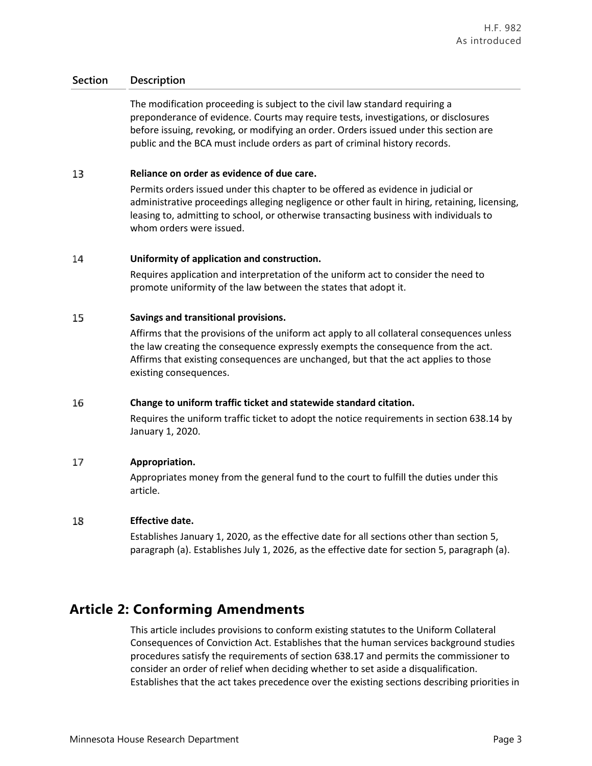| Section | Description |
|---|---|
| | The modification proceeding is subject to the civil law standard requiring a preponderance of evidence. Courts may require tests, investigations, or disclosures before issuing, revoking, or modifying an order. Orders issued under this section are public and the BCA must include orders as part of criminal history records. |
| 13 | **Reliance on order as evidence of due care.**<br>Permits orders issued under this chapter to be offered as evidence in judicial or administrative proceedings alleging negligence or other fault in hiring, retaining, licensing, leasing to, admitting to school, or otherwise transacting business with individuals to whom orders were issued. |
| 14 | **Uniformity of application and construction.**<br>Requires application and interpretation of the uniform act to consider the need to promote uniformity of the law between the states that adopt it. |
| 15 | **Savings and transitional provisions.**<br>Affirms that the provisions of the uniform act apply to all collateral consequences unless the law creating the consequence expressly exempts the consequence from the act. Affirms that existing consequences are unchanged, but that the act applies to those existing consequences. |
| 16 | **Change to uniform traffic ticket and statewide standard citation.**<br>Requires the uniform traffic ticket to adopt the notice requirements in section 638.14 by January 1, 2020. |
| 17 | **Appropriation.**<br>Appropriates money from the general fund to the court to fulfill the duties under this article. |
| 18 | **Effective date.**<br>Establishes January 1, 2020, as the effective date for all sections other than section 5, paragraph (a). Establishes July 1, 2026, as the effective date for section 5, paragraph (a). |

## Article 2: Conforming Amendments

This article includes provisions to conform existing statutes to the Uniform Collateral Consequences of Conviction Act. Establishes that the human services background studies procedures satisfy the requirements of section 638.17 and permits the commissioner to consider an order of relief when deciding whether to set aside a disqualification. Establishes that the act takes precedence over the existing sections describing priorities in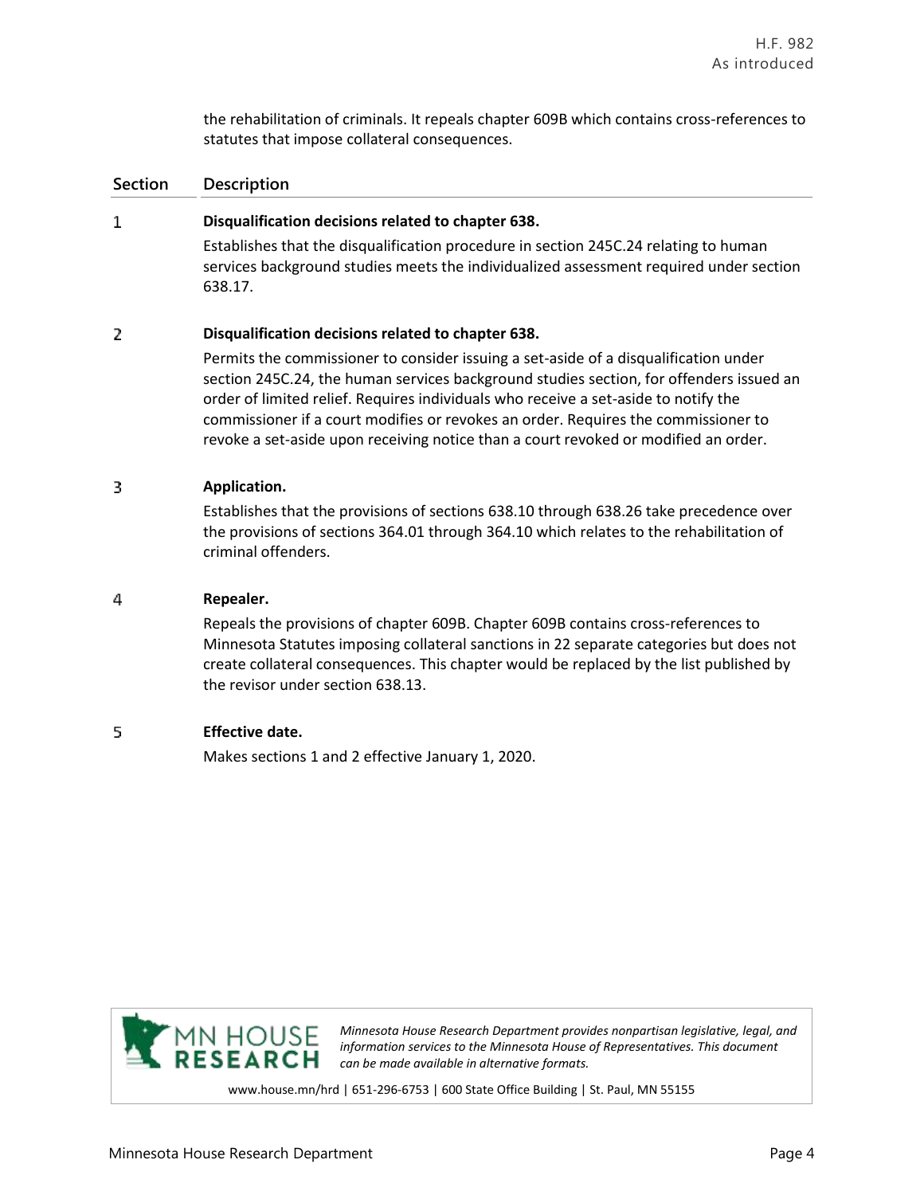the rehabilitation of criminals. It repeals chapter 609B which contains cross-references to statutes that impose collateral consequences.

| Section | Description |
|---|---|
| 1 | **Disqualification decisions related to chapter 638.** Establishes that the disqualification procedure in section 245C.24 relating to human services background studies meets the individualized assessment required under section 638.17. |
| 2 | **Disqualification decisions related to chapter 638.** Permits the commissioner to consider issuing a set-aside of a disqualification under section 245C.24, the human services background studies section, for offenders issued an order of limited relief. Requires individuals who receive a set-aside to notify the commissioner if a court modifies or revokes an order. Requires the commissioner to revoke a set-aside upon receiving notice than a court revoked or modified an order. |
| 3 | **Application.** Establishes that the provisions of sections 638.10 through 638.26 take precedence over the provisions of sections 364.01 through 364.10 which relates to the rehabilitation of criminal offenders. |
| 4 | **Repealer.** Repeals the provisions of chapter 609B. Chapter 609B contains cross-references to Minnesota Statutes imposing collateral sanctions in 22 separate categories but does not create collateral consequences. This chapter would be replaced by the list published by the revisor under section 638.13. |
| 5 | **Effective date.** Makes sections 1 and 2 effective January 1, 2020. |

MN HOUSE RESEARCH

*Minnesota House Research Department provides nonpartisan legislative, legal, and information services to the Minnesota House of Representatives. This document can be made available in alternative formats.*

www.house.mn/hrd | 651-296-6753 | 600 State Office Building | St. Paul, MN 55155